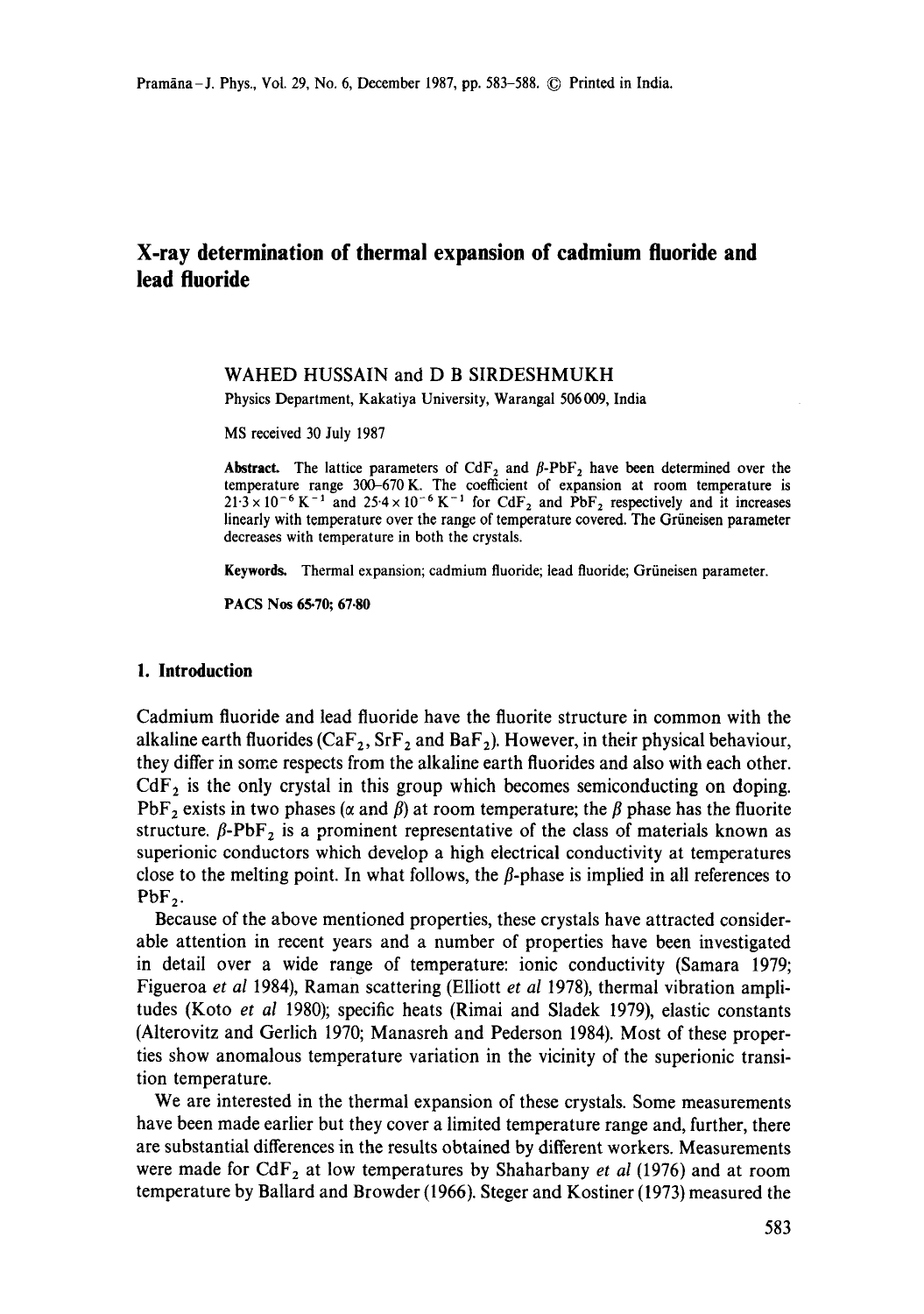# X-ray determination of thermal expansion of cadmium fluoride and lead fluoride

WAHED HUSSAIN and D B SIRDESHMUKH

Physics Department, Kakatiya University, Warangal 506 009, India

MS received 30 July 1987

**Abstract.** The lattice parameters of $CdF_2$ and $\beta$-$PbF_2$ have been determined over the temperature range 300–670 K. The coefficient of expansion at room temperature is $21{\cdot}3 \times 10^{-6}\,K^{-1}$ and $25{\cdot}4 \times 10^{-6}\,K^{-1}$ for $CdF_2$ and $PbF_2$ respectively and it increases linearly with temperature over the range of temperature covered. The Grüneisen parameter decreases with temperature in both the crystals.

**Keywords.** Thermal expansion; cadmium fluoride; lead fluoride; Grüneisen parameter.

**PACS Nos** 65·70; 67·80

## 1. Introduction

Cadmium fluoride and lead fluoride have the fluorite structure in common with the alkaline earth fluorides ($CaF_2$, $SrF_2$ and $BaF_2$). However, in their physical behaviour, they differ in some respects from the alkaline earth fluorides and also with each other. $CdF_2$ is the only crystal in this group which becomes semiconducting on doping. $PbF_2$ exists in two phases ($\alpha$ and $\beta$) at room temperature; the $\beta$ phase has the fluorite structure. $\beta$-$PbF_2$ is a prominent representative of the class of materials known as superionic conductors which develop a high electrical conductivity at temperatures close to the melting point. In what follows, the $\beta$-phase is implied in all references to $PbF_2$.

Because of the above mentioned properties, these crystals have attracted considerable attention in recent years and a number of properties have been investigated in detail over a wide range of temperature: ionic conductivity (Samara 1979; Figueroa *et al* 1984), Raman scattering (Elliott *et al* 1978), thermal vibration amplitudes (Koto *et al* 1980); specific heats (Rimai and Sladek 1979), elastic constants (Alterovitz and Gerlich 1970; Manasreh and Pederson 1984). Most of these properties show anomalous temperature variation in the vicinity of the superionic transition temperature.

We are interested in the thermal expansion of these crystals. Some measurements have been made earlier but they cover a limited temperature range and, further, there are substantial differences in the results obtained by different workers. Measurements were made for $CdF_2$ at low temperatures by Shaharbany *et al* (1976) and at room temperature by Ballard and Browder (1966). Steger and Kostiner (1973) measured the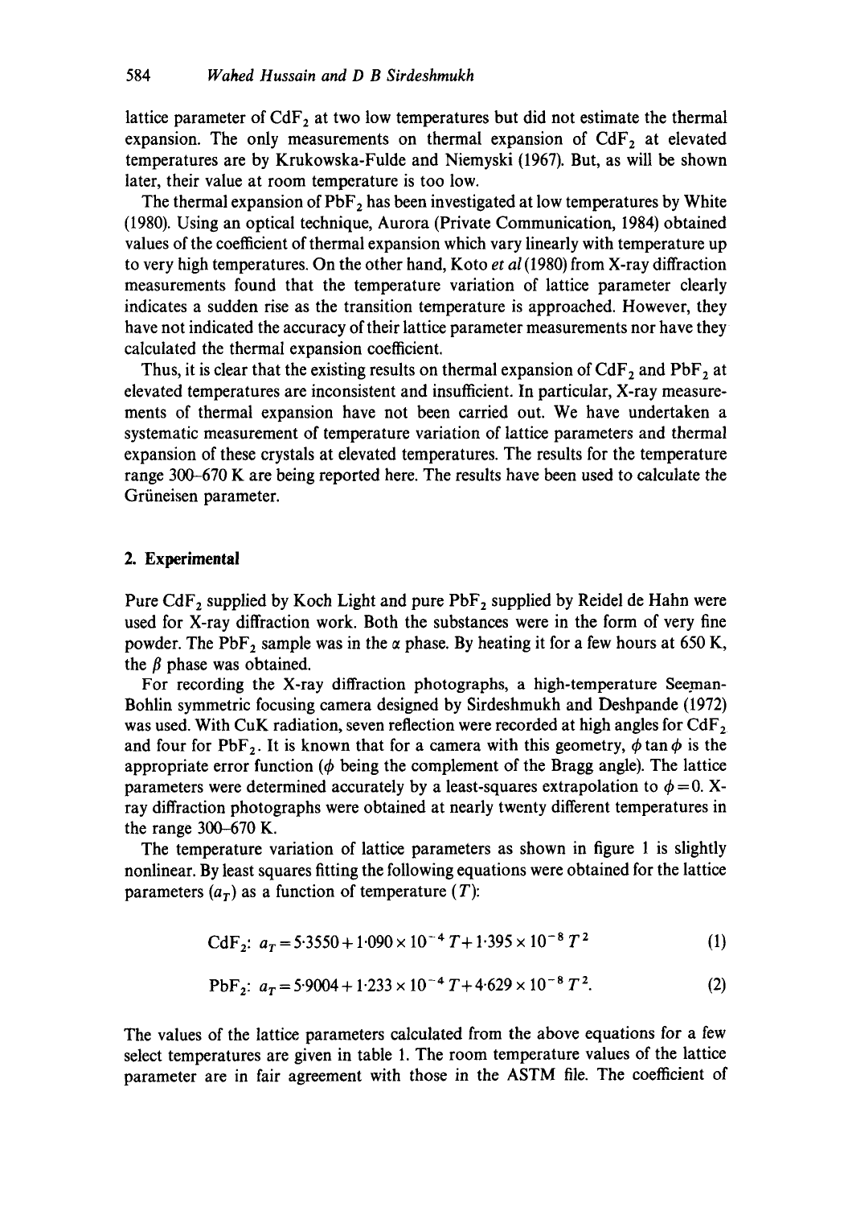lattice parameter of $CdF_2$ at two low temperatures but did not estimate the thermal expansion. The only measurements on thermal expansion of $CdF_2$ at elevated temperatures are by Krukowska-Fulde and Niemyski (1967). But, as will be shown later, their value at room temperature is too low.

The thermal expansion of $PbF_2$ has been investigated at low temperatures by White (1980). Using an optical technique, Aurora (Private Communication, 1984) obtained values of the coefficient of thermal expansion which vary linearly with temperature up to very high temperatures. On the other hand, Koto *et al* (1980) from X-ray diffraction measurements found that the temperature variation of lattice parameter clearly indicates a sudden rise as the transition temperature is approached. However, they have not indicated the accuracy of their lattice parameter measurements nor have they calculated the thermal expansion coefficient.

Thus, it is clear that the existing results on thermal expansion of $CdF_2$ and $PbF_2$ at elevated temperatures are inconsistent and insufficient. In particular, X-ray measurements of thermal expansion have not been carried out. We have undertaken a systematic measurement of temperature variation of lattice parameters and thermal expansion of these crystals at elevated temperatures. The results for the temperature range 300–670 K are being reported here. The results have been used to calculate the Grüneisen parameter.

## 2. Experimental

Pure $CdF_2$ supplied by Koch Light and pure $PbF_2$ supplied by Reidel de Hahn were used for X-ray diffraction work. Both the substances were in the form of very fine powder. The $PbF_2$ sample was in the $\alpha$ phase. By heating it for a few hours at 650 K, the $\beta$ phase was obtained.

For recording the X-ray diffraction photographs, a high-temperature Seeman-Bohlin symmetric focusing camera designed by Sirdeshmukh and Deshpande (1972) was used. With CuK radiation, seven reflection were recorded at high angles for $CdF_2$ and four for $PbF_2$. It is known that for a camera with this geometry, $\phi \tan \phi$ is the appropriate error function ($\phi$ being the complement of the Bragg angle). The lattice parameters were determined accurately by a least-squares extrapolation to $\phi = 0$. X-ray diffraction photographs were obtained at nearly twenty different temperatures in the range 300–670 K.

The temperature variation of lattice parameters as shown in figure 1 is slightly nonlinear. By least squares fitting the following equations were obtained for the lattice parameters ($a_T$) as a function of temperature ($T$):

$$CdF_2\text{:}\; a_T = 5{\cdot}3550 + 1{\cdot}090 \times 10^{-4}\, T + 1{\cdot}395 \times 10^{-8}\, T^2 \tag{1}$$

$$PbF_2\text{:}\; a_T = 5{\cdot}9004 + 1{\cdot}233 \times 10^{-4}\, T + 4{\cdot}629 \times 10^{-8}\, T^2. \tag{2}$$

The values of the lattice parameters calculated from the above equations for a few select temperatures are given in table 1. The room temperature values of the lattice parameter are in fair agreement with those in the ASTM file. The coefficient of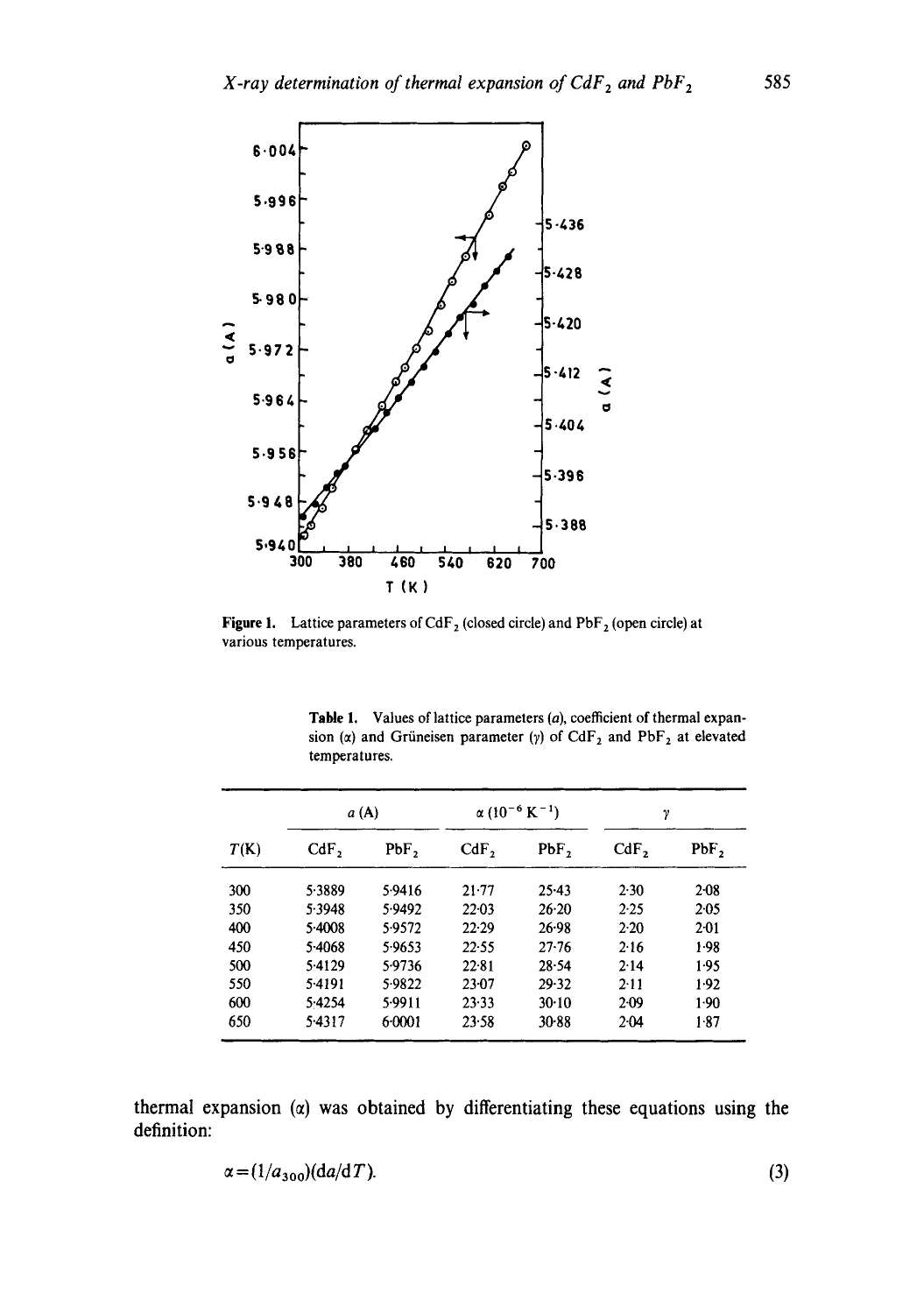**Figure 1.** Lattice parameters of $CdF_2$ (closed circle) and $PbF_2$ (open circle) at various temperatures.

**Table 1.** Values of lattice parameters ($a$), coefficient of thermal expansion ($\alpha$) and Grüneisen parameter ($\gamma$) of $CdF_2$ and $PbF_2$ at elevated temperatures.

| | $a$ (A) | | $\alpha$ ($10^{-6}$ K$^{-1}$) | | $\gamma$ | |
|---|---|---|---|---|---|---|
| $T$(K) | $CdF_2$ | $PbF_2$ | $CdF_2$ | $PbF_2$ | $CdF_2$ | $PbF_2$ |
| 300 | 5·3889 | 5·9416 | 21·77 | 25·43 | 2·30 | 2·08 |
| 350 | 5·3948 | 5·9492 | 22·03 | 26·20 | 2·25 | 2·05 |
| 400 | 5·4008 | 5·9572 | 22·29 | 26·98 | 2·20 | 2·01 |
| 450 | 5·4068 | 5·9653 | 22·55 | 27·76 | 2·16 | 1·98 |
| 500 | 5·4129 | 5·9736 | 22·81 | 28·54 | 2·14 | 1·95 |
| 550 | 5·4191 | 5·9822 | 23·07 | 29·32 | 2·11 | 1·92 |
| 600 | 5·4254 | 5·9911 | 23·33 | 30·10 | 2·09 | 1·90 |
| 650 | 5·4317 | 6·0001 | 23·58 | 30·88 | 2·04 | 1·87 |

thermal expansion ($\alpha$) was obtained by differentiating these equations using the definition:

$$\alpha = (1/a_{300})(\mathrm{d}a/\mathrm{d}T). \tag{3}$$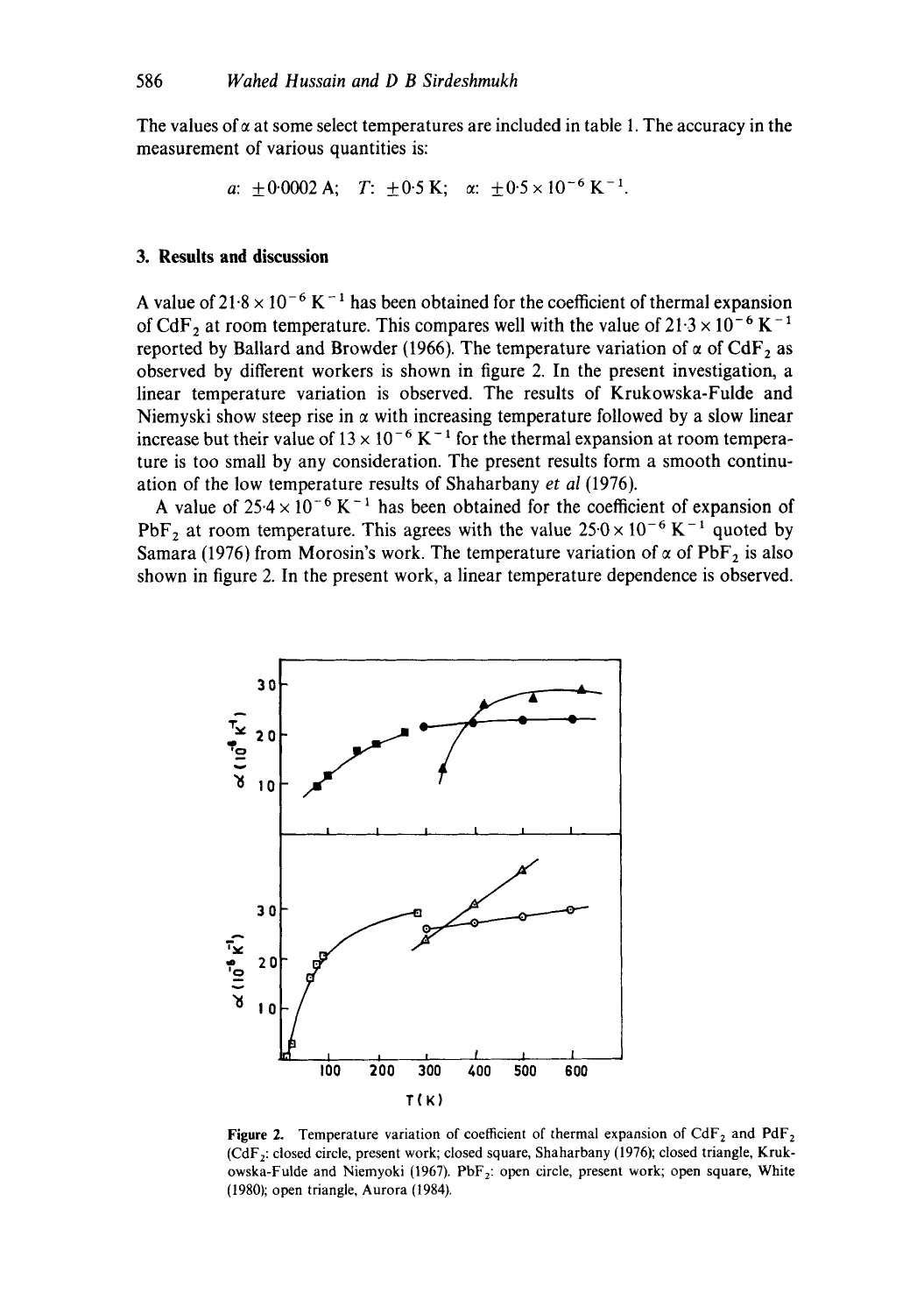The values of $\alpha$ at some select temperatures are included in table 1. The accuracy in the measurement of various quantities is:

$$a: \pm 0.0002\,\text{Å}; \quad T: \pm 0.5\,\text{K}; \quad \alpha: \pm 0.5 \times 10^{-6}\,\text{K}^{-1}.$$

## 3. Results and discussion

A value of $21.8 \times 10^{-6}\,\text{K}^{-1}$ has been obtained for the coefficient of thermal expansion of $CdF_2$ at room temperature. This compares well with the value of $21.3 \times 10^{-6}\,\text{K}^{-1}$ reported by Ballard and Browder (1966). The temperature variation of $\alpha$ of $CdF_2$ as observed by different workers is shown in figure 2. In the present investigation, a linear temperature variation is observed. The results of Krukowska-Fulde and Niemyski show steep rise in $\alpha$ with increasing temperature followed by a slow linear increase but their value of $13 \times 10^{-6}\,\text{K}^{-1}$ for the thermal expansion at room temperature is too small by any consideration. The present results form a smooth continuation of the low temperature results of Shaharbany *et al* (1976).

A value of $25.4 \times 10^{-6}\,\text{K}^{-1}$ has been obtained for the coefficient of expansion of $PbF_2$ at room temperature. This agrees with the value $25.0 \times 10^{-6}\,\text{K}^{-1}$ quoted by Samara (1976) from Morosin's work. The temperature variation of $\alpha$ of $PbF_2$ is also shown in figure 2. In the present work, a linear temperature dependence is observed.

**Figure 2.** Temperature variation of coefficient of thermal expansion of $CdF_2$ and $PdF_2$ ($CdF_2$: closed circle, present work; closed square, Shaharbany (1976); closed triangle, Krukowska-Fulde and Niemyoki (1967). $PbF_2$: open circle, present work; open square, White (1980); open triangle, Aurora (1984).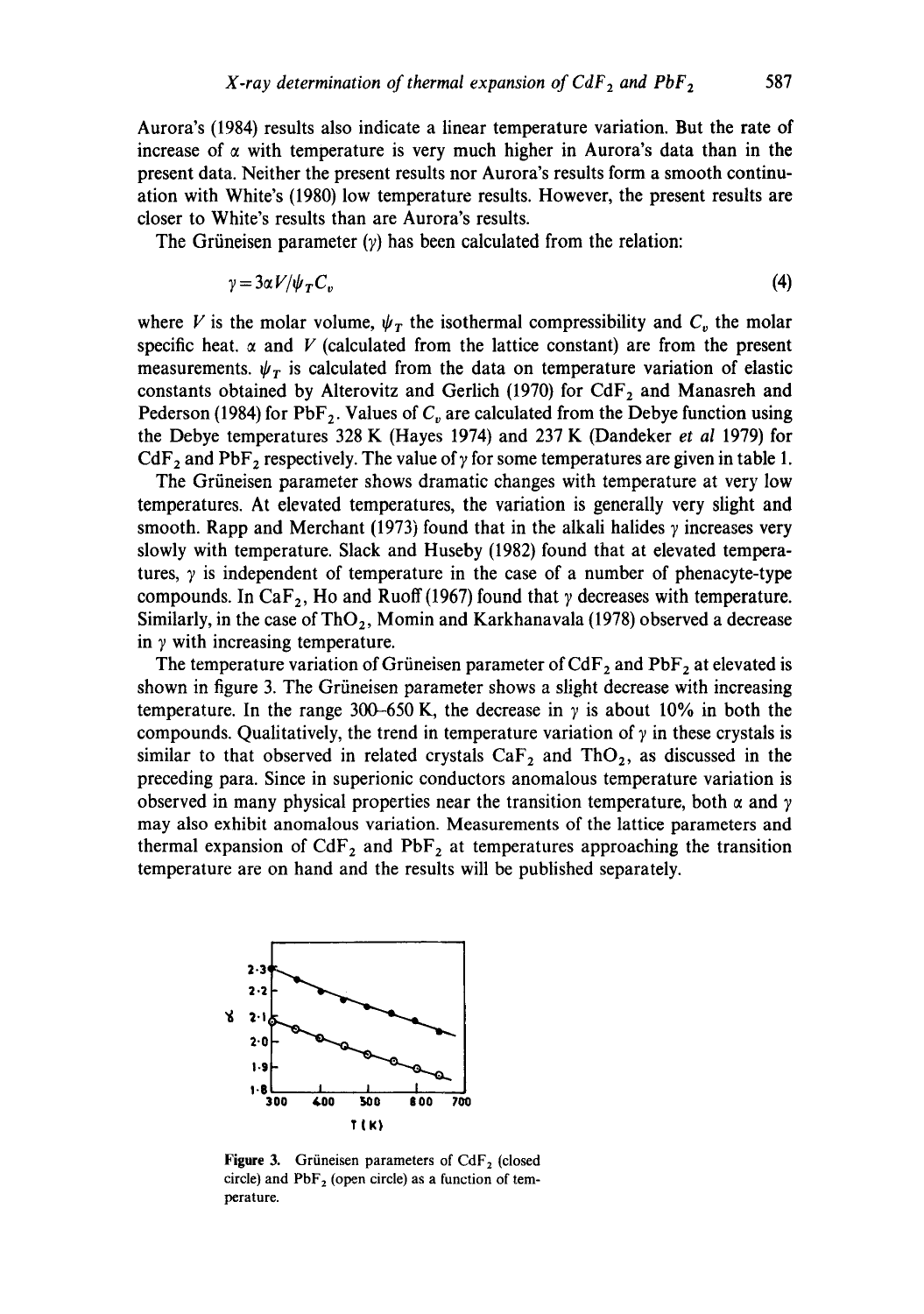Aurora's (1984) results also indicate a linear temperature variation. But the rate of increase of $\alpha$ with temperature is very much higher in Aurora's data than in the present data. Neither the present results nor Aurora's results form a smooth continuation with White's (1980) low temperature results. However, the present results are closer to White's results than are Aurora's results.

The Grüneisen parameter ($\gamma$) has been calculated from the relation:

$$\gamma = 3\alpha V/\psi_T C_v \tag{4}$$

where $V$ is the molar volume, $\psi_T$ the isothermal compressibility and $C_v$ the molar specific heat. $\alpha$ and $V$ (calculated from the lattice constant) are from the present measurements. $\psi_T$ is calculated from the data on temperature variation of elastic constants obtained by Alterovitz and Gerlich (1970) for $CdF_2$ and Manasreh and Pederson (1984) for $PbF_2$. Values of $C_v$ are calculated from the Debye function using the Debye temperatures 328 K (Hayes 1974) and 237 K (Dandeker *et al* 1979) for $CdF_2$ and $PbF_2$ respectively. The value of $\gamma$ for some temperatures are given in table 1.

The Grüneisen parameter shows dramatic changes with temperature at very low temperatures. At elevated temperatures, the variation is generally very slight and smooth. Rapp and Merchant (1973) found that in the alkali halides $\gamma$ increases very slowly with temperature. Slack and Huseby (1982) found that at elevated temperatures, $\gamma$ is independent of temperature in the case of a number of phenacyte-type compounds. In $CaF_2$, Ho and Ruoff (1967) found that $\gamma$ decreases with temperature. Similarly, in the case of $ThO_2$, Momin and Karkhanavala (1978) observed a decrease in $\gamma$ with increasing temperature.

The temperature variation of Grüneisen parameter of $CdF_2$ and $PbF_2$ at elevated is shown in figure 3. The Grüneisen parameter shows a slight decrease with increasing temperature. In the range 300–650 K, the decrease in $\gamma$ is about 10% in both the compounds. Qualitatively, the trend in temperature variation of $\gamma$ in these crystals is similar to that observed in related crystals $CaF_2$ and $ThO_2$, as discussed in the preceding para. Since in superionic conductors anomalous temperature variation is observed in many physical properties near the transition temperature, both $\alpha$ and $\gamma$ may also exhibit anomalous variation. Measurements of the lattice parameters and thermal expansion of $CdF_2$ and $PbF_2$ at temperatures approaching the transition temperature are on hand and the results will be published separately.

**Figure 3.** Grüneisen parameters of $CdF_2$ (closed circle) and $PbF_2$ (open circle) as a function of temperature.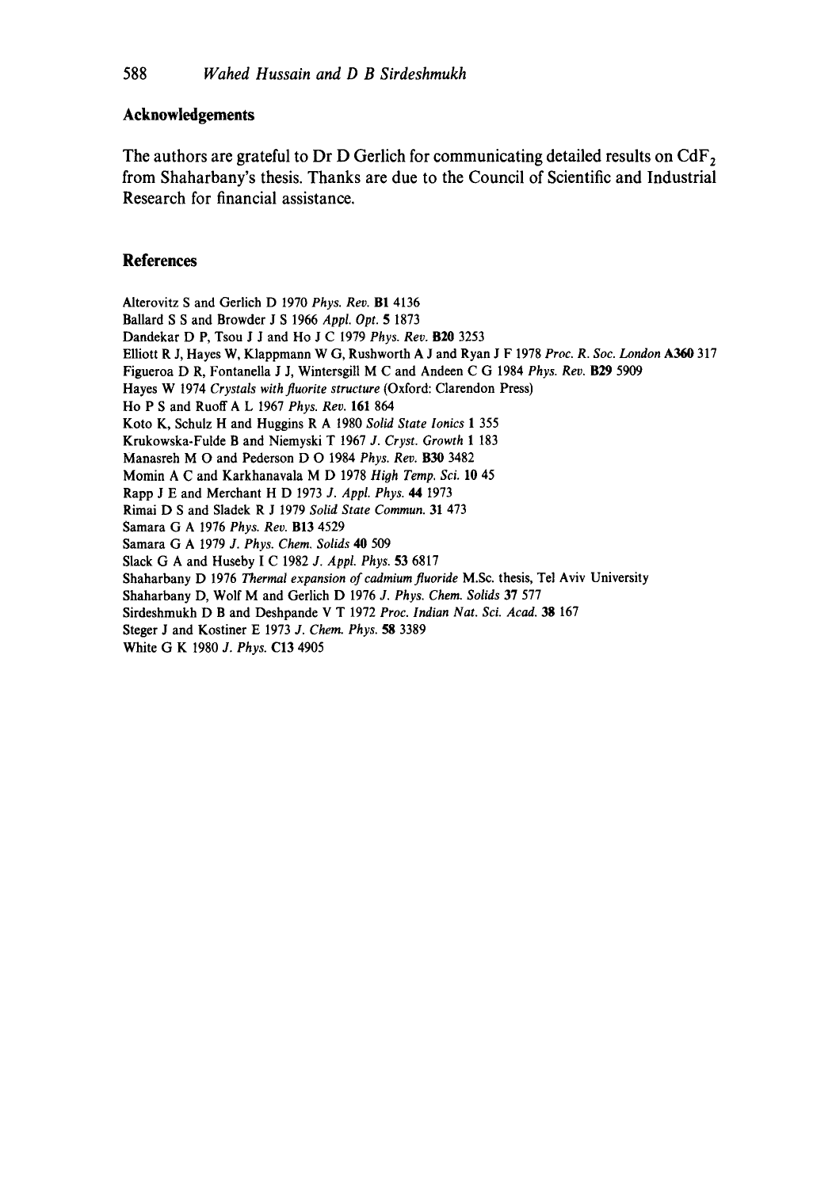## Acknowledgements

The authors are grateful to Dr D Gerlich for communicating detailed results on $CdF_2$ from Shaharbany's thesis. Thanks are due to the Council of Scientific and Industrial Research for financial assistance.

## References

Alterovitz S and Gerlich D 1970 *Phys. Rev.* **B1** 4136

Ballard S S and Browder J S 1966 *Appl. Opt.* **5** 1873

Dandekar D P, Tsou J J and Ho J C 1979 *Phys. Rev.* **B20** 3253

Elliott R J, Hayes W, Klappmann W G, Rushworth A J and Ryan J F 1978 *Proc. R. Soc. London* **A360** 317

Figueroa D R, Fontanella J J, Wintersgill M C and Andeen C G 1984 *Phys. Rev.* **B29** 5909

Hayes W 1974 *Crystals with fluorite structure* (Oxford: Clarendon Press)

Ho P S and Ruoff A L 1967 *Phys. Rev.* **161** 864

Koto K, Schulz H and Huggins R A 1980 *Solid State Ionics* **1** 355

Krukowska-Fulde B and Niemyski T 1967 *J. Cryst. Growth* **1** 183

Manasreh M O and Pederson D O 1984 *Phys. Rev.* **B30** 3482

Momin A C and Karkhanavala M D 1978 *High Temp. Sci.* **10** 45

Rapp J E and Merchant H D 1973 *J. Appl. Phys.* **44** 1973

Rimai D S and Sladek R J 1979 *Solid State Commun.* **31** 473

Samara G A 1976 *Phys. Rev.* **B13** 4529

Samara G A 1979 *J. Phys. Chem. Solids* **40** 509

Slack G A and Huseby I C 1982 *J. Appl. Phys.* **53** 6817

Shaharbany D 1976 *Thermal expansion of cadmium fluoride* M.Sc. thesis, Tel Aviv University

Shaharbany D, Wolf M and Gerlich D 1976 *J. Phys. Chem. Solids* **37** 577

Sirdeshmukh D B and Deshpande V T 1972 *Proc. Indian Nat. Sci. Acad.* **38** 167

Steger J and Kostiner E 1973 *J. Chem. Phys.* **58** 3389

White G K 1980 *J. Phys.* **C13** 4905